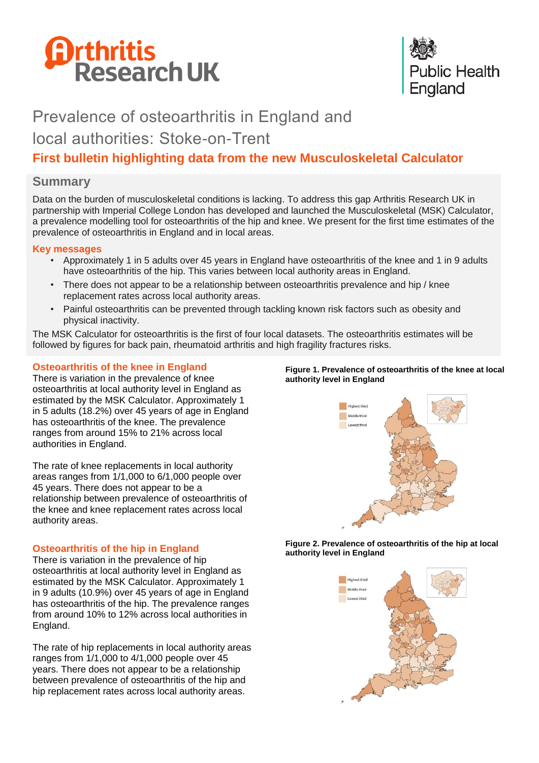Arthritis Research UK

Public Health England

# Prevalence of osteoarthritis in England and local authorities: Stoke-on-Trent

## First bulletin highlighting data from the new Musculoskeletal Calculator

## Summary

Data on the burden of musculoskeletal conditions is lacking. To address this gap Arthritis Research UK in partnership with Imperial College London has developed and launched the Musculoskeletal (MSK) Calculator, a prevalence modelling tool for osteoarthritis of the hip and knee. We present for the first time estimates of the prevalence of osteoarthritis in England and in local areas.

### Key messages

- Approximately 1 in 5 adults over 45 years in England have osteoarthritis of the knee and 1 in 9 adults have osteoarthritis of the hip. This varies between local authority areas in England.
- There does not appear to be a relationship between osteoarthritis prevalence and hip / knee replacement rates across local authority areas.
- Painful osteoarthritis can be prevented through tackling known risk factors such as obesity and physical inactivity.

The MSK Calculator for osteoarthritis is the first of four local datasets. The osteoarthritis estimates will be followed by figures for back pain, rheumatoid arthritis and high fragility fractures risks.

### Osteoarthritis of the knee in England

There is variation in the prevalence of knee osteoarthritis at local authority level in England as estimated by the MSK Calculator. Approximately 1 in 5 adults (18.2%) over 45 years of age in England has osteoarthritis of the knee. The prevalence ranges from around 15% to 21% across local authorities in England.

The rate of knee replacements in local authority areas ranges from 1/1,000 to 6/1,000 people over 45 years. There does not appear to be a relationship between prevalence of osteoarthritis of the knee and knee replacement rates across local authority areas.

### Osteoarthritis of the hip in England

There is variation in the prevalence of hip osteoarthritis at local authority level in England as estimated by the MSK Calculator. Approximately 1 in 9 adults (10.9%) over 45 years of age in England has osteoarthritis of the hip. The prevalence ranges from around 10% to 12% across local authorities in England.

The rate of hip replacements in local authority areas ranges from 1/1,000 to 4/1,000 people over 45 years. There does not appear to be a relationship between prevalence of osteoarthritis of the hip and hip replacement rates across local authority areas.

**Figure 1. Prevalence of osteoarthritis of the knee at local authority level in England**

Highest third
Middle third
Lowest third

**Figure 2. Prevalence of osteoarthritis of the hip at local authority level in England**

Highest third
Middle third
Lowest third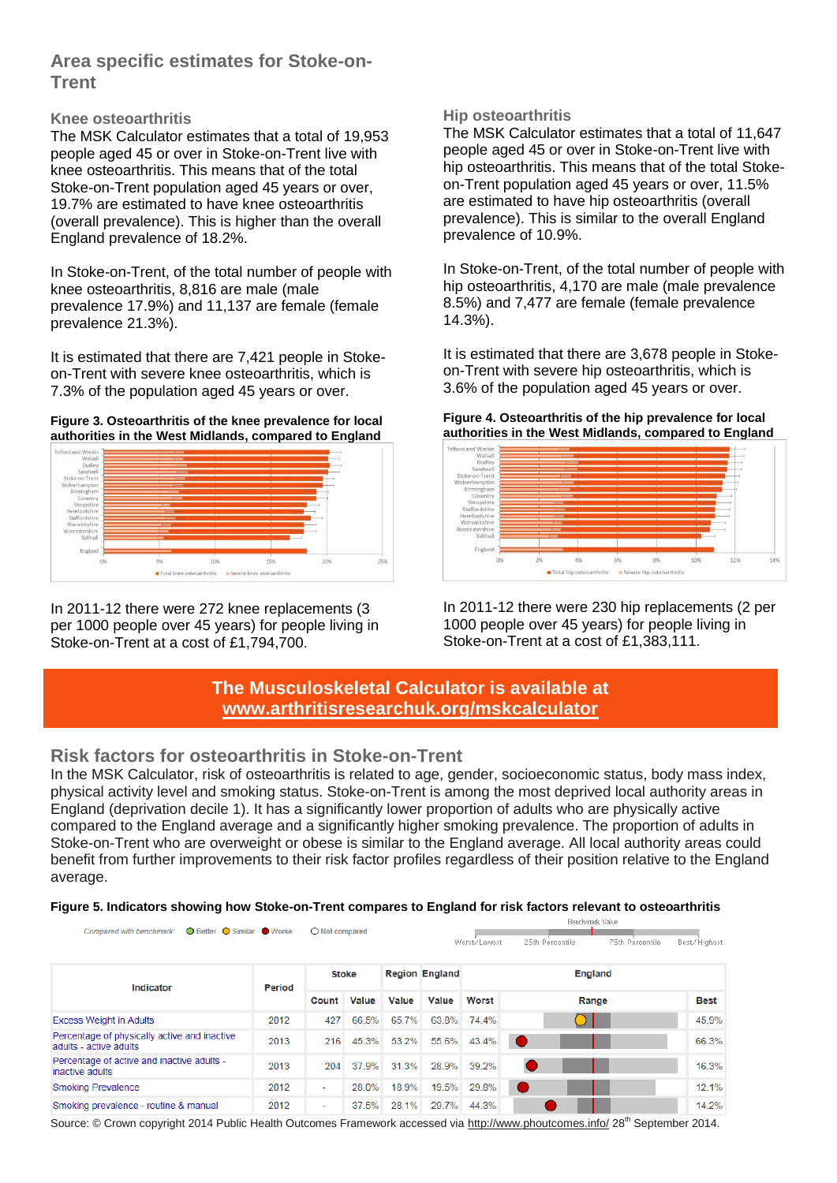## Area specific estimates for Stoke-on-Trent

### Knee osteoarthritis

The MSK Calculator estimates that a total of 19,953 people aged 45 or over in Stoke-on-Trent live with knee osteoarthritis. This means that of the total Stoke-on-Trent population aged 45 years or over, 19.7% are estimated to have knee osteoarthritis (overall prevalence). This is higher than the overall England prevalence of 18.2%.

In Stoke-on-Trent, of the total number of people with knee osteoarthritis, 8,816 are male (male prevalence 17.9%) and 11,137 are female (female prevalence 21.3%).

It is estimated that there are 7,421 people in Stoke-on-Trent with severe knee osteoarthritis, which is 7.3% of the population aged 45 years or over.

**Figure 3. Osteoarthritis of the knee prevalence for local authorities in the West Midlands, compared to England**

Telford and Wrekin
Walsall
Dudley
Sandwell
Stoke-on-Trent
Wolverhampton
Birmingham
Coventry
Shropshire
Herefordshire
Staffordshire
Warwickshire
Worcestershire
Solihull
England

0% 5% 10% 15% 20% 25%

Total knee osteoarthritis   Severe knee osteoarthritis

In 2011-12 there were 272 knee replacements (3 per 1000 people over 45 years) for people living in Stoke-on-Trent at a cost of £1,794,700.

### Hip osteoarthritis

The MSK Calculator estimates that a total of 11,647 people aged 45 or over in Stoke-on-Trent live with hip osteoarthritis. This means that of the total Stoke-on-Trent population aged 45 years or over, 11.5% are estimated to have hip osteoarthritis (overall prevalence). This is similar to the overall England prevalence of 10.9%.

In Stoke-on-Trent, of the total number of people with hip osteoarthritis, 4,170 are male (male prevalence 8.5%) and 7,477 are female (female prevalence 14.3%).

It is estimated that there are 3,678 people in Stoke-on-Trent with severe hip osteoarthritis, which is 3.6% of the population aged 45 years or over.

**Figure 4. Osteoarthritis of the hip prevalence for local authorities in the West Midlands, compared to England**

Telford and Wrekin
Walsall
Dudley
Sandwell
Stoke-on-Trent
Wolverhampton
Birmingham
Coventry
Shropshire
Staffordshire
Herefordshire
Warwickshire
Worcestershire
Solihull
England

0% 2% 4% 6% 8% 10% 12% 14%

Total hip osteoarthritis   Severe hip osteoarthritis

In 2011-12 there were 230 hip replacements (2 per 1000 people over 45 years) for people living in Stoke-on-Trent at a cost of £1,383,111.

**The Musculoskeletal Calculator is available at [www.arthritisresearchuk.org/mskcalculator](http://www.arthritisresearchuk.org/mskcalculator)**

## Risk factors for osteoarthritis in Stoke-on-Trent

In the MSK Calculator, risk of osteoarthritis is related to age, gender, socioeconomic status, body mass index, physical activity level and smoking status. Stoke-on-Trent is among the most deprived local authority areas in England (deprivation decile 1). It has a significantly lower proportion of adults who are physically active compared to the England average and a significantly higher smoking prevalence. The proportion of adults in Stoke-on-Trent who are overweight or obese is similar to the England average. All local authority areas could benefit from further improvements to their risk factor profiles regardless of their position relative to the England average.

**Figure 5. Indicators showing how Stoke-on-Trent compares to England for risk factors relevant to osteoarthritis**

*Compared with benchmark:* Better  Similar  Worse  Not compared

Benchmark Value
Worst/Lowest  25th Percentile  75th Percentile  Best/Highest

| Indicator | Period | Stoke | | Region | England | England | | |
|---|---|---|---|---|---|---|---|---|
| | | Count | Value | Value | Value | Worst | Range | Best |
| Excess Weight in Adults | 2012 | 427 | 66.5% | 65.7% | 63.8% | 74.4% | Similar | 45.9% |
| Percentage of physically active and inactive adults - active adults | 2013 | 216 | 45.3% | 53.2% | 55.6% | 43.4% | Worse | 66.3% |
| Percentage of active and inactive adults - inactive adults | 2013 | 204 | 37.9% | 31.3% | 28.9% | 39.2% | Worse | 16.3% |
| Smoking Prevalence | 2012 | - | 28.0% | 18.9% | 19.5% | 29.8% | Worse | 12.1% |
| Smoking prevalence - routine & manual | 2012 | - | 37.5% | 28.1% | 29.7% | 44.3% | Worse | 14.2% |

Source: © Crown copyright 2014 Public Health Outcomes Framework accessed via http://www.phoutcomes.info/ 28th September 2014.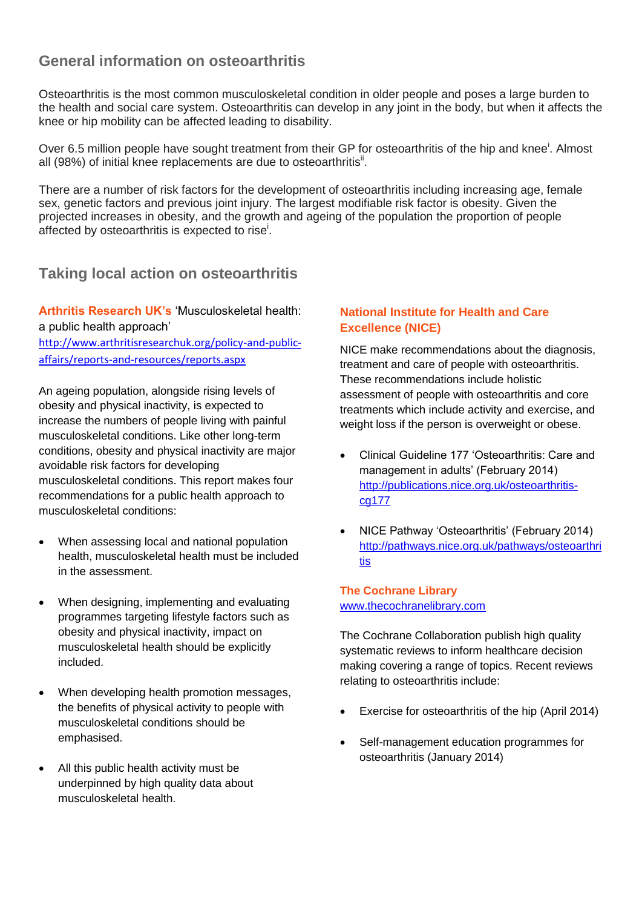## General information on osteoarthritis

Osteoarthritis is the most common musculoskeletal condition in older people and poses a large burden to the health and social care system. Osteoarthritis can develop in any joint in the body, but when it affects the knee or hip mobility can be affected leading to disability.

Over 6.5 million people have sought treatment from their GP for osteoarthritis of the hip and knee[i]. Almost all (98%) of initial knee replacements are due to osteoarthritis[ii].

There are a number of risk factors for the development of osteoarthritis including increasing age, female sex, genetic factors and previous joint injury. The largest modifiable risk factor is obesity. Given the projected increases in obesity, and the growth and ageing of the population the proportion of people affected by osteoarthritis is expected to rise[i].

## Taking local action on osteoarthritis

**Arthritis Research UK's** 'Musculoskeletal health: a public health approach'
http://www.arthritisresearchuk.org/policy-and-public-affairs/reports-and-resources/reports.aspx

An ageing population, alongside rising levels of obesity and physical inactivity, is expected to increase the numbers of people living with painful musculoskeletal conditions. Like other long-term conditions, obesity and physical inactivity are major avoidable risk factors for developing musculoskeletal conditions. This report makes four recommendations for a public health approach to musculoskeletal conditions:

- When assessing local and national population health, musculoskeletal health must be included in the assessment.
- When designing, implementing and evaluating programmes targeting lifestyle factors such as obesity and physical inactivity, impact on musculoskeletal health should be explicitly included.
- When developing health promotion messages, the benefits of physical activity to people with musculoskeletal conditions should be emphasised.
- All this public health activity must be underpinned by high quality data about musculoskeletal health.

**National Institute for Health and Care Excellence (NICE)**

NICE make recommendations about the diagnosis, treatment and care of people with osteoarthritis. These recommendations include holistic assessment of people with osteoarthritis and core treatments which include activity and exercise, and weight loss if the person is overweight or obese.

- Clinical Guideline 177 'Osteoarthritis: Care and management in adults' (February 2014) http://publications.nice.org.uk/osteoarthritis-cg177
- NICE Pathway 'Osteoarthritis' (February 2014) http://pathways.nice.org.uk/pathways/osteoarthritis

**The Cochrane Library**
www.thecochranelibrary.com

The Cochrane Collaboration publish high quality systematic reviews to inform healthcare decision making covering a range of topics. Recent reviews relating to osteoarthritis include:

- Exercise for osteoarthritis of the hip (April 2014)
- Self-management education programmes for osteoarthritis (January 2014)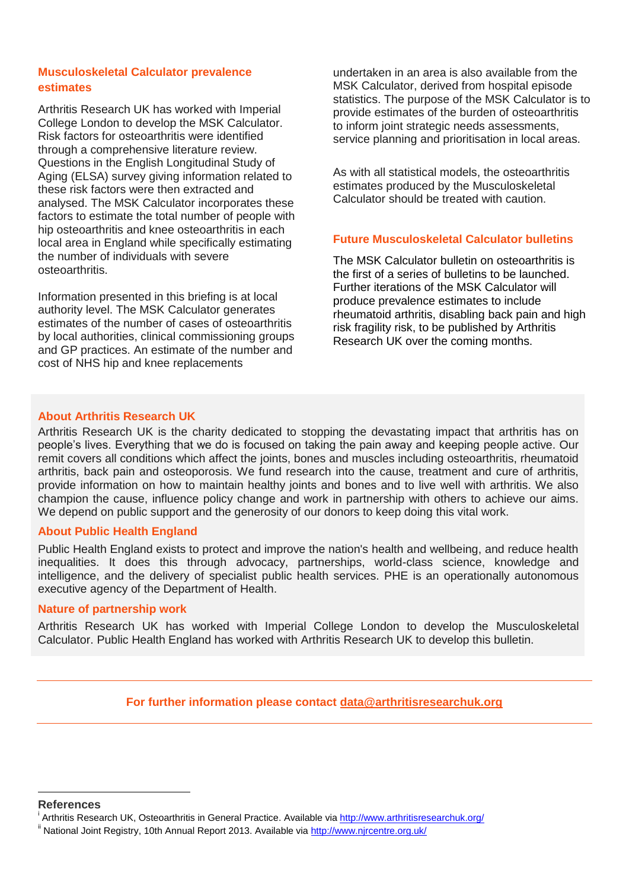## Musculoskeletal Calculator prevalence estimates

Arthritis Research UK has worked with Imperial College London to develop the MSK Calculator. Risk factors for osteoarthritis were identified through a comprehensive literature review. Questions in the English Longitudinal Study of Aging (ELSA) survey giving information related to these risk factors were then extracted and analysed. The MSK Calculator incorporates these factors to estimate the total number of people with hip osteoarthritis and knee osteoarthritis in each local area in England while specifically estimating the number of individuals with severe osteoarthritis.

Information presented in this briefing is at local authority level. The MSK Calculator generates estimates of the number of cases of osteoarthritis by local authorities, clinical commissioning groups and GP practices. An estimate of the number and cost of NHS hip and knee replacements undertaken in an area is also available from the MSK Calculator, derived from hospital episode statistics. The purpose of the MSK Calculator is to provide estimates of the burden of osteoarthritis to inform joint strategic needs assessments, service planning and prioritisation in local areas.

As with all statistical models, the osteoarthritis estimates produced by the Musculoskeletal Calculator should be treated with caution.

## Future Musculoskeletal Calculator bulletins

The MSK Calculator bulletin on osteoarthritis is the first of a series of bulletins to be launched. Further iterations of the MSK Calculator will produce prevalence estimates to include rheumatoid arthritis, disabling back pain and high risk fragility risk, to be published by Arthritis Research UK over the coming months.

### About Arthritis Research UK

Arthritis Research UK is the charity dedicated to stopping the devastating impact that arthritis has on people's lives. Everything that we do is focused on taking the pain away and keeping people active. Our remit covers all conditions which affect the joints, bones and muscles including osteoarthritis, rheumatoid arthritis, back pain and osteoporosis. We fund research into the cause, treatment and cure of arthritis, provide information on how to maintain healthy joints and bones and to live well with arthritis. We also champion the cause, influence policy change and work in partnership with others to achieve our aims. We depend on public support and the generosity of our donors to keep doing this vital work.

### About Public Health England

Public Health England exists to protect and improve the nation's health and wellbeing, and reduce health inequalities. It does this through advocacy, partnerships, world-class science, knowledge and intelligence, and the delivery of specialist public health services. PHE is an operationally autonomous executive agency of the Department of Health.

### Nature of partnership work

Arthritis Research UK has worked with Imperial College London to develop the Musculoskeletal Calculator. Public Health England has worked with Arthritis Research UK to develop this bulletin.

**For further information please contact data@arthritisresearchuk.org**

### References

[i] Arthritis Research UK, Osteoarthritis in General Practice. Available via http://www.arthritisresearchuk.org/

[ii] National Joint Registry, 10th Annual Report 2013. Available via http://www.njrcentre.org.uk/